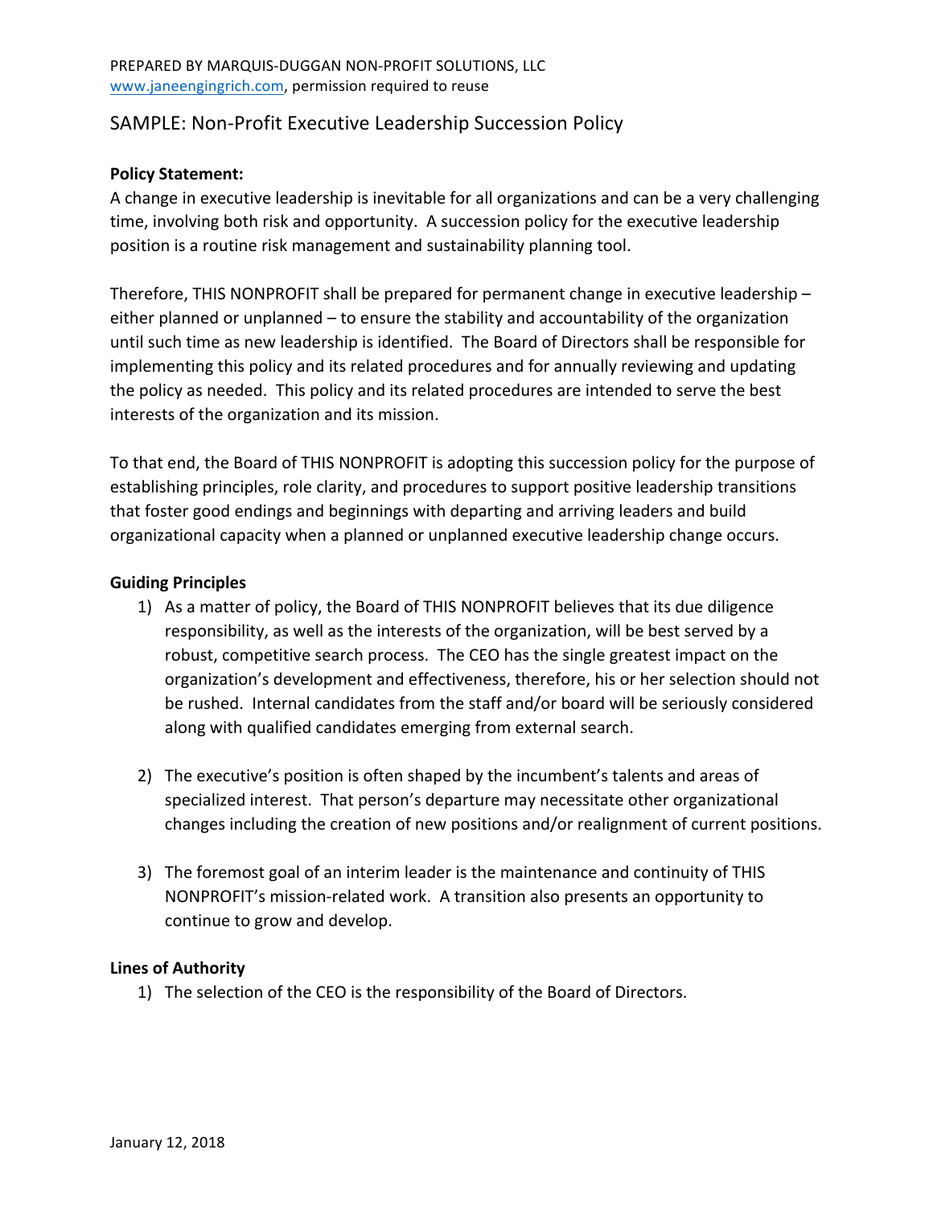PREPARED BY MARQUIS-DUGGAN NON-PROFIT SOLUTIONS, LLC
www.janeengingrich.com, permission required to reuse

# SAMPLE: Non-Profit Executive Leadership Succession Policy

**Policy Statement:**

A change in executive leadership is inevitable for all organizations and can be a very challenging time, involving both risk and opportunity. A succession policy for the executive leadership position is a routine risk management and sustainability planning tool.

Therefore, THIS NONPROFIT shall be prepared for permanent change in executive leadership – either planned or unplanned – to ensure the stability and accountability of the organization until such time as new leadership is identified. The Board of Directors shall be responsible for implementing this policy and its related procedures and for annually reviewing and updating the policy as needed. This policy and its related procedures are intended to serve the best interests of the organization and its mission.

To that end, the Board of THIS NONPROFIT is adopting this succession policy for the purpose of establishing principles, role clarity, and procedures to support positive leadership transitions that foster good endings and beginnings with departing and arriving leaders and build organizational capacity when a planned or unplanned executive leadership change occurs.

**Guiding Principles**

1) As a matter of policy, the Board of THIS NONPROFIT believes that its due diligence responsibility, as well as the interests of the organization, will be best served by a robust, competitive search process. The CEO has the single greatest impact on the organization's development and effectiveness, therefore, his or her selection should not be rushed. Internal candidates from the staff and/or board will be seriously considered along with qualified candidates emerging from external search.

2) The executive's position is often shaped by the incumbent's talents and areas of specialized interest. That person's departure may necessitate other organizational changes including the creation of new positions and/or realignment of current positions.

3) The foremost goal of an interim leader is the maintenance and continuity of THIS NONPROFIT's mission-related work. A transition also presents an opportunity to continue to grow and develop.

**Lines of Authority**

1) The selection of the CEO is the responsibility of the Board of Directors.

January 12, 2018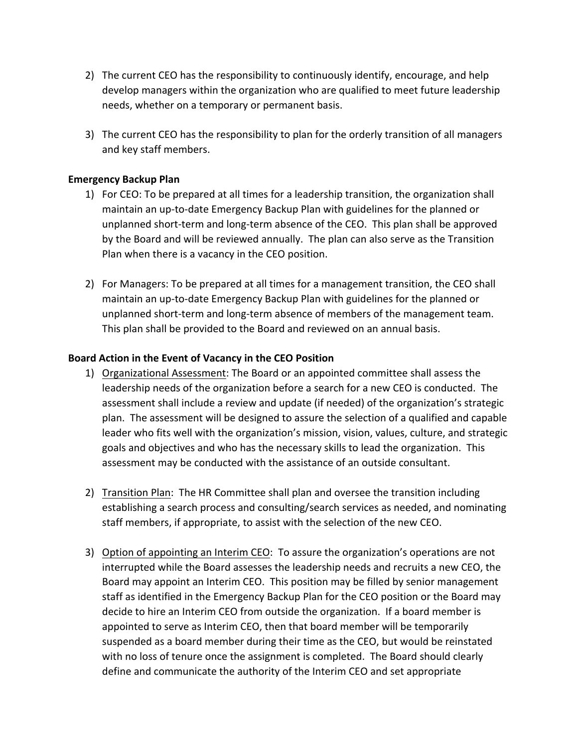2) The current CEO has the responsibility to continuously identify, encourage, and help develop managers within the organization who are qualified to meet future leadership needs, whether on a temporary or permanent basis.

3) The current CEO has the responsibility to plan for the orderly transition of all managers and key staff members.

**Emergency Backup Plan**

1) For CEO: To be prepared at all times for a leadership transition, the organization shall maintain an up-to-date Emergency Backup Plan with guidelines for the planned or unplanned short-term and long-term absence of the CEO. This plan shall be approved by the Board and will be reviewed annually. The plan can also serve as the Transition Plan when there is a vacancy in the CEO position.

2) For Managers: To be prepared at all times for a management transition, the CEO shall maintain an up-to-date Emergency Backup Plan with guidelines for the planned or unplanned short-term and long-term absence of members of the management team. This plan shall be provided to the Board and reviewed on an annual basis.

**Board Action in the Event of Vacancy in the CEO Position**

1) <u>Organizational Assessment</u>: The Board or an appointed committee shall assess the leadership needs of the organization before a search for a new CEO is conducted. The assessment shall include a review and update (if needed) of the organization's strategic plan. The assessment will be designed to assure the selection of a qualified and capable leader who fits well with the organization's mission, vision, values, culture, and strategic goals and objectives and who has the necessary skills to lead the organization. This assessment may be conducted with the assistance of an outside consultant.

2) <u>Transition Plan</u>: The HR Committee shall plan and oversee the transition including establishing a search process and consulting/search services as needed, and nominating staff members, if appropriate, to assist with the selection of the new CEO.

3) <u>Option of appointing an Interim CEO</u>: To assure the organization's operations are not interrupted while the Board assesses the leadership needs and recruits a new CEO, the Board may appoint an Interim CEO. This position may be filled by senior management staff as identified in the Emergency Backup Plan for the CEO position or the Board may decide to hire an Interim CEO from outside the organization. If a board member is appointed to serve as Interim CEO, then that board member will be temporarily suspended as a board member during their time as the CEO, but would be reinstated with no loss of tenure once the assignment is completed. The Board should clearly define and communicate the authority of the Interim CEO and set appropriate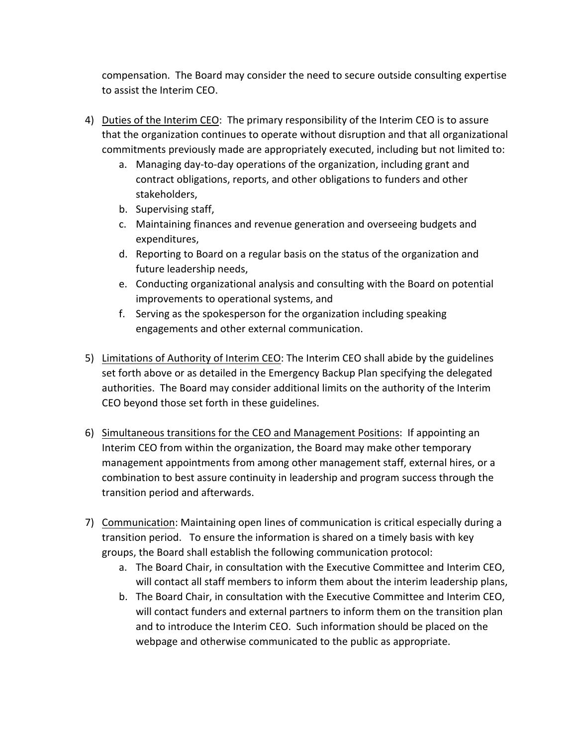compensation. The Board may consider the need to secure outside consulting expertise to assist the Interim CEO.

4) Duties of the Interim CEO: The primary responsibility of the Interim CEO is to assure that the organization continues to operate without disruption and that all organizational commitments previously made are appropriately executed, including but not limited to:
    a. Managing day-to-day operations of the organization, including grant and contract obligations, reports, and other obligations to funders and other stakeholders,
    b. Supervising staff,
    c. Maintaining finances and revenue generation and overseeing budgets and expenditures,
    d. Reporting to Board on a regular basis on the status of the organization and future leadership needs,
    e. Conducting organizational analysis and consulting with the Board on potential improvements to operational systems, and
    f. Serving as the spokesperson for the organization including speaking engagements and other external communication.

5) Limitations of Authority of Interim CEO: The Interim CEO shall abide by the guidelines set forth above or as detailed in the Emergency Backup Plan specifying the delegated authorities. The Board may consider additional limits on the authority of the Interim CEO beyond those set forth in these guidelines.

6) Simultaneous transitions for the CEO and Management Positions: If appointing an Interim CEO from within the organization, the Board may make other temporary management appointments from among other management staff, external hires, or a combination to best assure continuity in leadership and program success through the transition period and afterwards.

7) Communication: Maintaining open lines of communication is critical especially during a transition period. To ensure the information is shared on a timely basis with key groups, the Board shall establish the following communication protocol:
    a. The Board Chair, in consultation with the Executive Committee and Interim CEO, will contact all staff members to inform them about the interim leadership plans,
    b. The Board Chair, in consultation with the Executive Committee and Interim CEO, will contact funders and external partners to inform them on the transition plan and to introduce the Interim CEO. Such information should be placed on the webpage and otherwise communicated to the public as appropriate.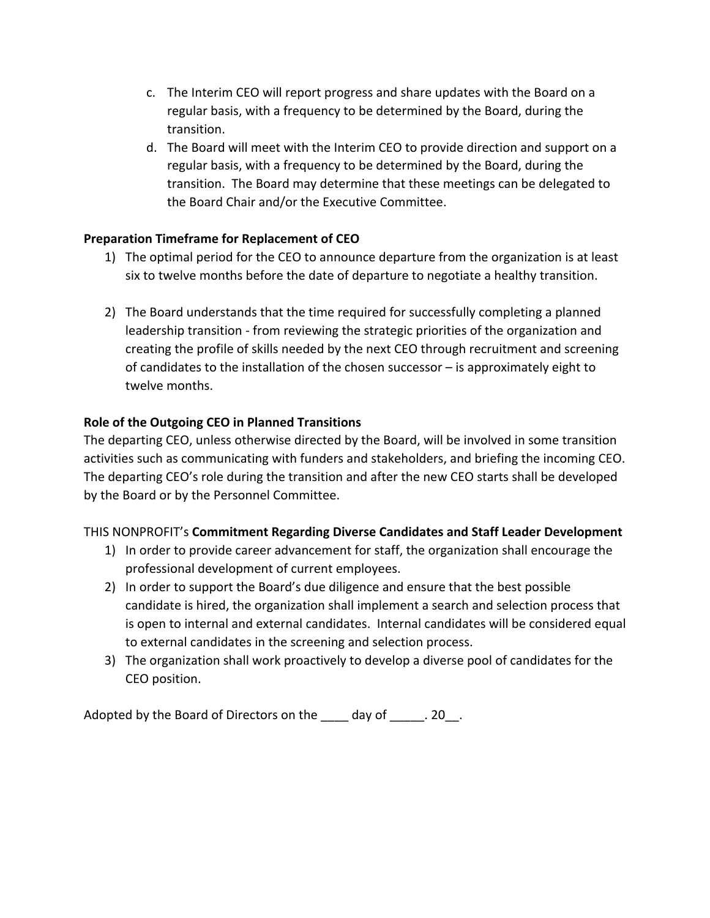c. The Interim CEO will report progress and share updates with the Board on a regular basis, with a frequency to be determined by the Board, during the transition.
d. The Board will meet with the Interim CEO to provide direction and support on a regular basis, with a frequency to be determined by the Board, during the transition. The Board may determine that these meetings can be delegated to the Board Chair and/or the Executive Committee.

**Preparation Timeframe for Replacement of CEO**

1) The optimal period for the CEO to announce departure from the organization is at least six to twelve months before the date of departure to negotiate a healthy transition.

2) The Board understands that the time required for successfully completing a planned leadership transition - from reviewing the strategic priorities of the organization and creating the profile of skills needed by the next CEO through recruitment and screening of candidates to the installation of the chosen successor – is approximately eight to twelve months.

**Role of the Outgoing CEO in Planned Transitions**

The departing CEO, unless otherwise directed by the Board, will be involved in some transition activities such as communicating with funders and stakeholders, and briefing the incoming CEO. The departing CEO's role during the transition and after the new CEO starts shall be developed by the Board or by the Personnel Committee.

THIS NONPROFIT's **Commitment Regarding Diverse Candidates and Staff Leader Development**

1) In order to provide career advancement for staff, the organization shall encourage the professional development of current employees.
2) In order to support the Board's due diligence and ensure that the best possible candidate is hired, the organization shall implement a search and selection process that is open to internal and external candidates. Internal candidates will be considered equal to external candidates in the screening and selection process.
3) The organization shall work proactively to develop a diverse pool of candidates for the CEO position.

Adopted by the Board of Directors on the ____ day of _____. 20__.